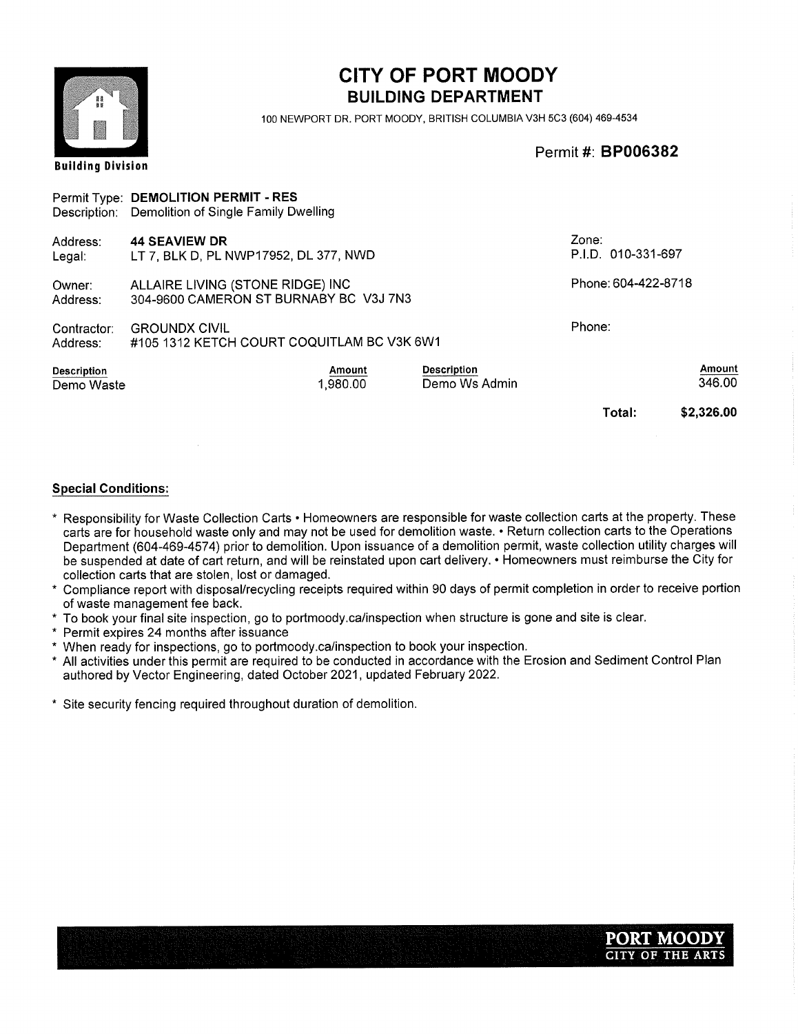# CITY OF PORT MOODY

## BUILDING DEPARTMENT

100 NEWPORT DR. PORT MOODY, BRITISH COLUMBIA V3H 5C3 (604) 469-4534

Building Division

Permit #: **BP006382**

Permit Type: **DEMOLITION PERMIT - RES**
Description: Demolition of Single Family Dwelling

Address: **44 SEAVIEW DR**
Legal: LT 7, BLK D, PL NWP17952, DL 377, NWD

Zone:
P.I.D. 010-331-697

Owner: ALLAIRE LIVING (STONE RIDGE) INC
Address: 304-9600 CAMERON ST BURNABY BC V3J 7N3

Phone: 604-422-8718

Contractor: GROUNDX CIVIL
Address: #105 1312 KETCH COURT COQUITLAM BC V3K 6W1

Phone:

| Description | Amount | Description | Amount |
|---|---|---|---|
| Demo Waste | 1,980.00 | Demo Ws Admin | 346.00 |
| | | **Total:** | **$2,326.00** |

**Special Conditions:**

* Responsibility for Waste Collection Carts • Homeowners are responsible for waste collection carts at the property. These carts are for household waste only and may not be used for demolition waste. • Return collection carts to the Operations Department (604-469-4574) prior to demolition. Upon issuance of a demolition permit, waste collection utility charges will be suspended at date of cart return, and will be reinstated upon cart delivery. • Homeowners must reimburse the City for collection carts that are stolen, lost or damaged.
* Compliance report with disposal/recycling receipts required within 90 days of permit completion in order to receive portion of waste management fee back.
* To book your final site inspection, go to portmoody.ca/inspection when structure is gone and site is clear.
* Permit expires 24 months after issuance
* When ready for inspections, go to portmoody.ca/inspection to book your inspection.
* All activities under this permit are required to be conducted in accordance with the Erosion and Sediment Control Plan authored by Vector Engineering, dated October 2021, updated February 2022.
* Site security fencing required throughout duration of demolition.

PORT MOODY
CITY OF THE ARTS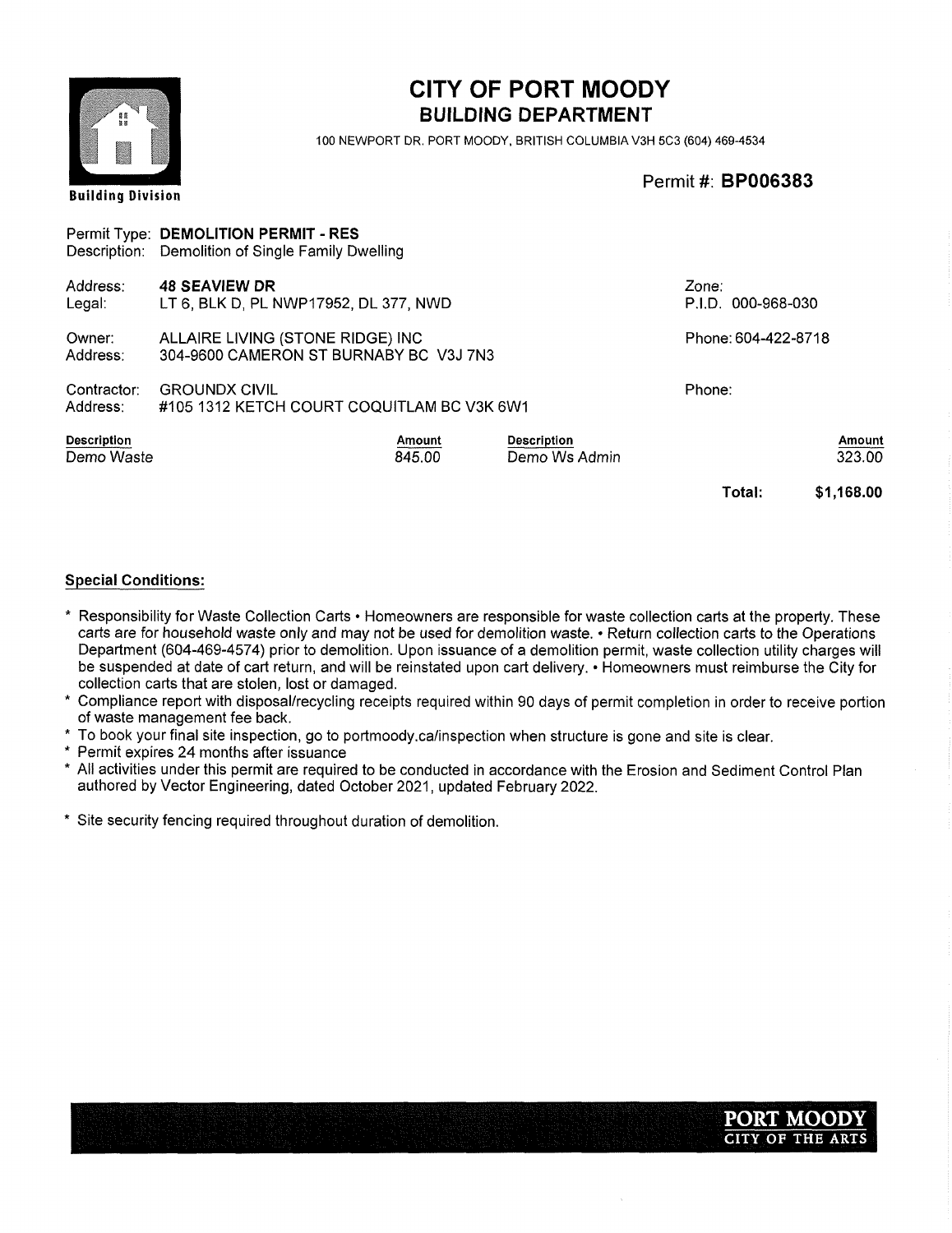# CITY OF PORT MOODY
## BUILDING DEPARTMENT

100 NEWPORT DR. PORT MOODY, BRITISH COLUMBIA V3H 5C3 (604) 469-4534

Building Division

Permit #: **BP006383**

Permit Type: **DEMOLITION PERMIT - RES**
Description: Demolition of Single Family Dwelling

Address: **48 SEAVIEW DR**
Legal: LT 6, BLK D, PL NWP17952, DL 377, NWD

Zone:
P.I.D. 000-968-030

Owner: ALLAIRE LIVING (STONE RIDGE) INC
Address: 304-9600 CAMERON ST BURNABY BC V3J 7N3

Phone: 604-422-8718

Contractor: GROUNDX CIVIL
Address: #105 1312 KETCH COURT COQUITLAM BC V3K 6W1

Phone:

| Description | Amount | Description | Amount |
|---|---|---|---|
| Demo Waste | 845.00 | Demo Ws Admin | 323.00 |
| | | **Total:** | **$1,168.00** |

**Special Conditions:**

* Responsibility for Waste Collection Carts • Homeowners are responsible for waste collection carts at the property. These carts are for household waste only and may not be used for demolition waste. • Return collection carts to the Operations Department (604-469-4574) prior to demolition. Upon issuance of a demolition permit, waste collection utility charges will be suspended at date of cart return, and will be reinstated upon cart delivery. • Homeowners must reimburse the City for collection carts that are stolen, lost or damaged.
* Compliance report with disposal/recycling receipts required within 90 days of permit completion in order to receive portion of waste management fee back.
* To book your final site inspection, go to portmoody.ca/inspection when structure is gone and site is clear.
* Permit expires 24 months after issuance
* All activities under this permit are required to be conducted in accordance with the Erosion and Sediment Control Plan authored by Vector Engineering, dated October 2021, updated February 2022.
* Site security fencing required throughout duration of demolition.

PORT MOODY
CITY OF THE ARTS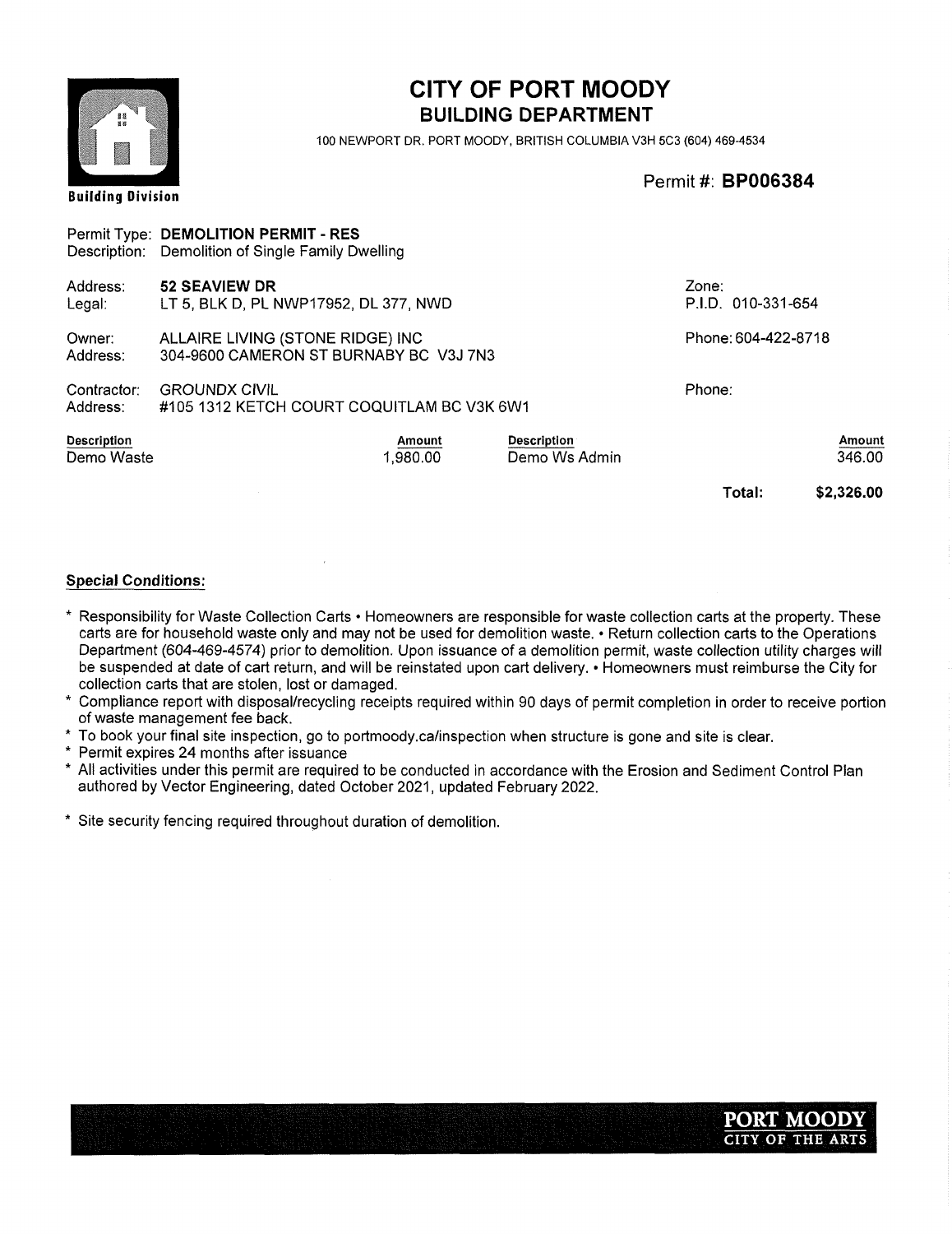# CITY OF PORT MOODY
## BUILDING DEPARTMENT

100 NEWPORT DR. PORT MOODY, BRITISH COLUMBIA V3H 5C3 (604) 469-4534

Building Division

**Permit #: BP006384**

Permit Type: **DEMOLITION PERMIT - RES**
Description: Demolition of Single Family Dwelling

Address: **52 SEAVIEW DR**
Legal: LT 5, BLK D, PL NWP17952, DL 377, NWD

Zone:
P.I.D. 010-331-654

Owner: ALLAIRE LIVING (STONE RIDGE) INC
Address: 304-9600 CAMERON ST BURNABY BC V3J 7N3

Phone: 604-422-8718

Contractor: GROUNDX CIVIL
Address: #105 1312 KETCH COURT COQUITLAM BC V3K 6W1

Phone:

| Description | Amount | Description | Amount |
|---|---|---|---|
| Demo Waste | 1,980.00 | Demo Ws Admin | 346.00 |
| | | **Total:** | **$2,326.00** |

**Special Conditions:**

* Responsibility for Waste Collection Carts • Homeowners are responsible for waste collection carts at the property. These carts are for household waste only and may not be used for demolition waste. • Return collection carts to the Operations Department (604-469-4574) prior to demolition. Upon issuance of a demolition permit, waste collection utility charges will be suspended at date of cart return, and will be reinstated upon cart delivery. • Homeowners must reimburse the City for collection carts that are stolen, lost or damaged.
* Compliance report with disposal/recycling receipts required within 90 days of permit completion in order to receive portion of waste management fee back.
* To book your final site inspection, go to portmoody.ca/inspection when structure is gone and site is clear.
* Permit expires 24 months after issuance
* All activities under this permit are required to be conducted in accordance with the Erosion and Sediment Control Plan authored by Vector Engineering, dated October 2021, updated February 2022.
* Site security fencing required throughout duration of demolition.

PORT MOODY
CITY OF THE ARTS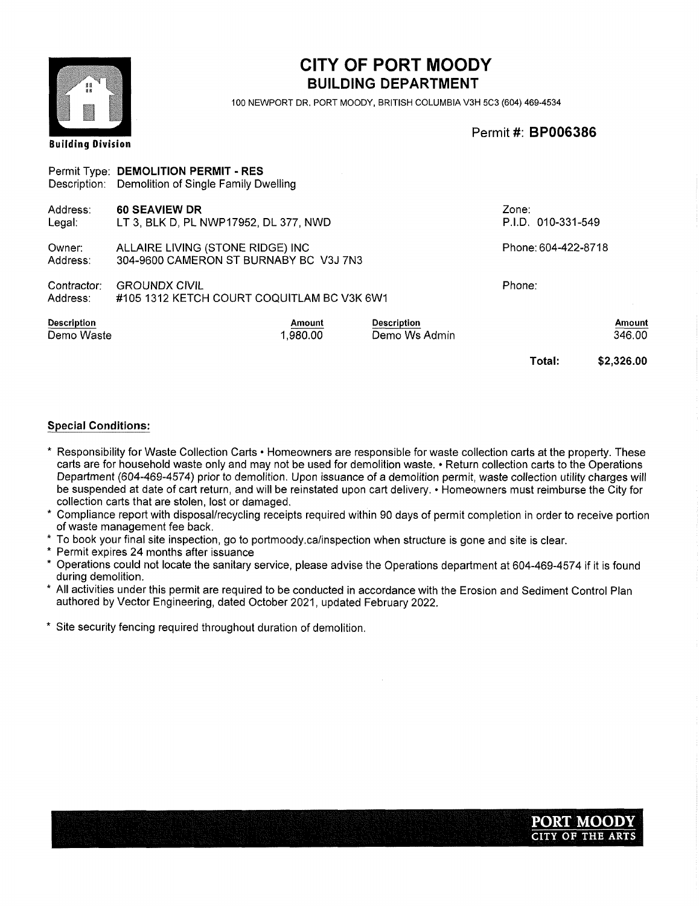# CITY OF PORT MOODY

## BUILDING DEPARTMENT

100 NEWPORT DR, PORT MOODY, BRITISH COLUMBIA V3H 5C3 (604) 469-4534

Building Division

**Permit #: BP006386**

Permit Type: **DEMOLITION PERMIT - RES**
Description: Demolition of Single Family Dwelling

Address: **60 SEAVIEW DR**
Legal: LT 3, BLK D, PL NWP17952, DL 377, NWD

Zone:
P.I.D. 010-331-549

Owner: ALLAIRE LIVING (STONE RIDGE) INC
Address: 304-9600 CAMERON ST BURNABY BC V3J 7N3

Phone: 604-422-8718

Contractor: GROUNDX CIVIL
Address: #105 1312 KETCH COURT COQUITLAM BC V3K 6W1

Phone:

| Description | Amount | Description | Amount |
|---|---|---|---|
| Demo Waste | 1,980.00 | Demo Ws Admin | 346.00 |
| | | **Total:** | **$2,326.00** |

**Special Conditions:**

* Responsibility for Waste Collection Carts • Homeowners are responsible for waste collection carts at the property. These carts are for household waste only and may not be used for demolition waste. • Return collection carts to the Operations Department (604-469-4574) prior to demolition. Upon issuance of a demolition permit, waste collection utility charges will be suspended at date of cart return, and will be reinstated upon cart delivery. • Homeowners must reimburse the City for collection carts that are stolen, lost or damaged.
* Compliance report with disposal/recycling receipts required within 90 days of permit completion in order to receive portion of waste management fee back.
* To book your final site inspection, go to portmoody.ca/inspection when structure is gone and site is clear.
* Permit expires 24 months after issuance
* Operations could not locate the sanitary service, please advise the Operations department at 604-469-4574 if it is found during demolition.
* All activities under this permit are required to be conducted in accordance with the Erosion and Sediment Control Plan authored by Vector Engineering, dated October 2021, updated February 2022.
* Site security fencing required throughout duration of demolition.

PORT MOODY
CITY OF THE ARTS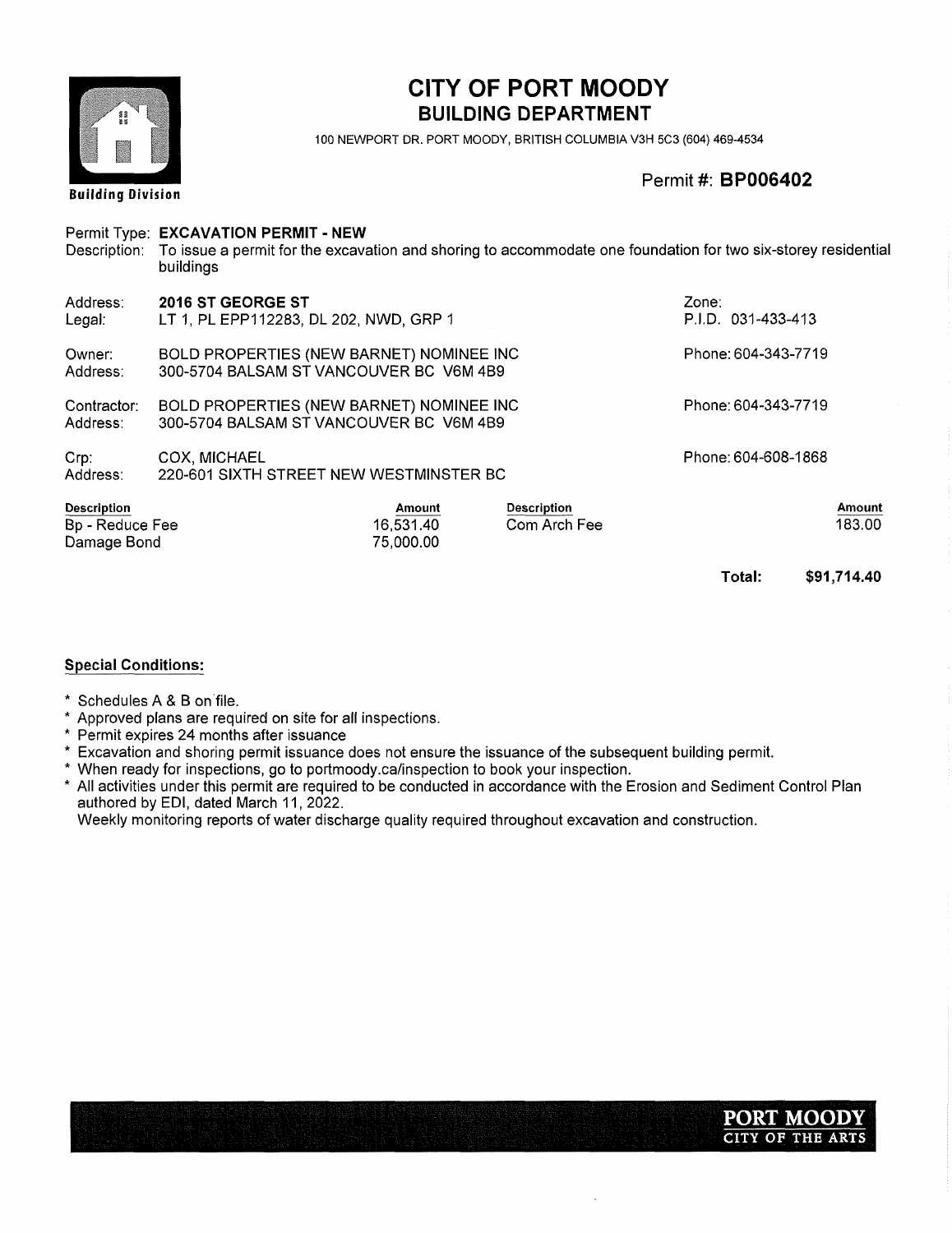# CITY OF PORT MOODY

## BUILDING DEPARTMENT

100 NEWPORT DR. PORT MOODY, BRITISH COLUMBIA V3H 5C3 (604) 469-4534

Building Division

Permit #: **BP006402**

Permit Type: **EXCAVATION PERMIT - NEW**

Description: To issue a permit for the excavation and shoring to accommodate one foundation for two six-storey residential buildings

Address: **2016 ST GEORGE ST**
Legal: LT 1, PL EPP112283, DL 202, NWD, GRP 1

Zone:
P.I.D. 031-433-413

Owner: BOLD PROPERTIES (NEW BARNET) NOMINEE INC
Address: 300-5704 BALSAM ST VANCOUVER BC V6M 4B9
Phone: 604-343-7719

Contractor: BOLD PROPERTIES (NEW BARNET) NOMINEE INC
Address: 300-5704 BALSAM ST VANCOUVER BC V6M 4B9
Phone: 604-343-7719

Crp: COX, MICHAEL
Address: 220-601 SIXTH STREET NEW WESTMINSTER BC
Phone: 604-608-1868

| Description | Amount | Description | Amount |
|---|---|---|---|
| Bp - Reduce Fee | 16,531.40 | Com Arch Fee | 183.00 |
| Damage Bond | 75,000.00 | | |
| | | **Total:** | **$91,714.40** |

**Special Conditions:**

* Schedules A & B on file.
* Approved plans are required on site for all inspections.
* Permit expires 24 months after issuance
* Excavation and shoring permit issuance does not ensure the issuance of the subsequent building permit.
* When ready for inspections, go to portmoody.ca/inspection to book your inspection.
* All activities under this permit are required to be conducted in accordance with the Erosion and Sediment Control Plan authored by EDI, dated March 11, 2022.
  Weekly monitoring reports of water discharge quality required throughout excavation and construction.

PORT MOODY
CITY OF THE ARTS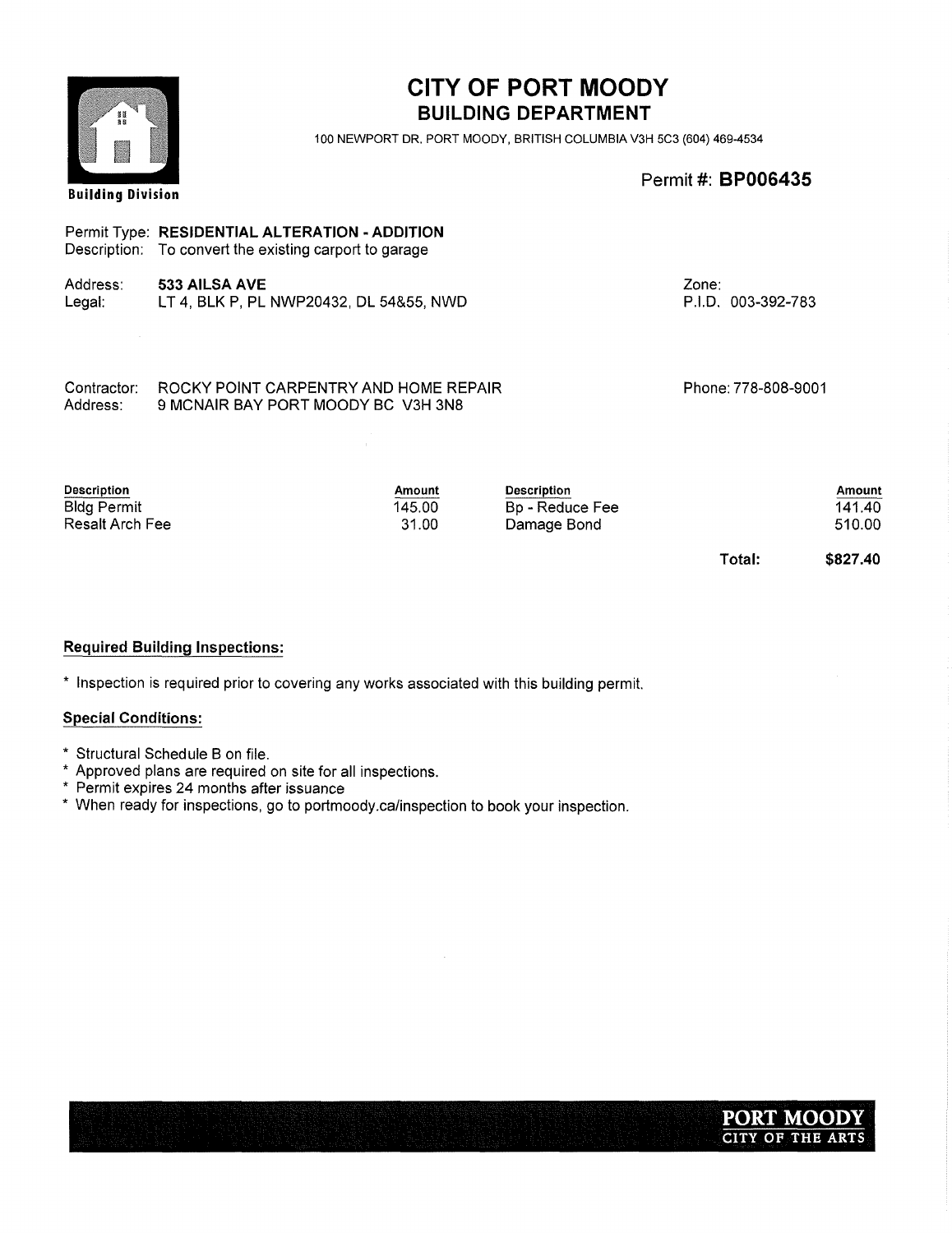# CITY OF PORT MOODY
## BUILDING DEPARTMENT

100 NEWPORT DR. PORT MOODY, BRITISH COLUMBIA V3H 5C3 (604) 469-4534

Building Division

Permit #: **BP006435**

Permit Type: **RESIDENTIAL ALTERATION - ADDITION**
Description: To convert the existing carport to garage

Address: **533 AILSA AVE**
Legal: LT 4, BLK P, PL NWP20432, DL 54&55, NWD

Zone:
P.I.D. 003-392-783

Contractor: ROCKY POINT CARPENTRY AND HOME REPAIR
Address: 9 MCNAIR BAY PORT MOODY BC V3H 3N8

Phone: 778-808-9001

| Description | Amount | Description | Amount |
|---|---|---|---|
| Bldg Permit | 145.00 | Bp - Reduce Fee | 141.40 |
| Resalt Arch Fee | 31.00 | Damage Bond | 510.00 |
| | | **Total:** | **$827.40** |

**Required Building Inspections:**

* Inspection is required prior to covering any works associated with this building permit.

**Special Conditions:**

* Structural Schedule B on file.
* Approved plans are required on site for all inspections.
* Permit expires 24 months after issuance
* When ready for inspections, go to portmoody.ca/inspection to book your inspection.

PORT MOODY
CITY OF THE ARTS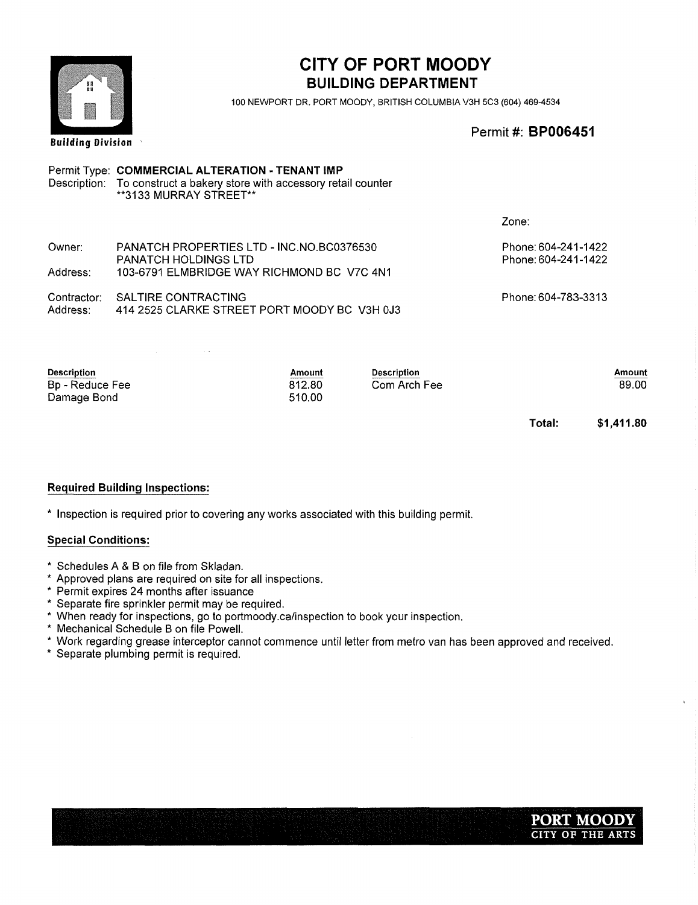Building Division

# CITY OF PORT MOODY
## BUILDING DEPARTMENT

100 NEWPORT DR. PORT MOODY, BRITISH COLUMBIA V3H 5C3 (604) 469-4534

Permit #: **BP006451**

Permit Type: **COMMERCIAL ALTERATION - TENANT IMP**
Description: To construct a bakery store with accessory retail counter
**3133 MURRAY STREET**

Zone:

Owner: PANATCH PROPERTIES LTD - INC.NO.BC0376530 — Phone: 604-241-1422
PANATCH HOLDINGS LTD — Phone: 604-241-1422
Address: 103-6791 ELMBRIDGE WAY RICHMOND BC V7C 4N1

Contractor: SALTIRE CONTRACTING — Phone: 604-783-3313
Address: 414 2525 CLARKE STREET PORT MOODY BC V3H 0J3

| Description | Amount | Description | Amount |
|---|---|---|---|
| Bp - Reduce Fee | 812.80 | Com Arch Fee | 89.00 |
| Damage Bond | 510.00 | | |

**Total: $1,411.80**

**Required Building Inspections:**

* Inspection is required prior to covering any works associated with this building permit.

**Special Conditions:**

* Schedules A & B on file from Skladan.
* Approved plans are required on site for all inspections.
* Permit expires 24 months after issuance
* Separate fire sprinkler permit may be required.
* When ready for inspections, go to portmoody.ca/inspection to book your inspection.
* Mechanical Schedule B on file Powell.
* Work regarding grease interceptor cannot commence until letter from metro van has been approved and received.
* Separate plumbing permit is required.

PORT MOODY
CITY OF THE ARTS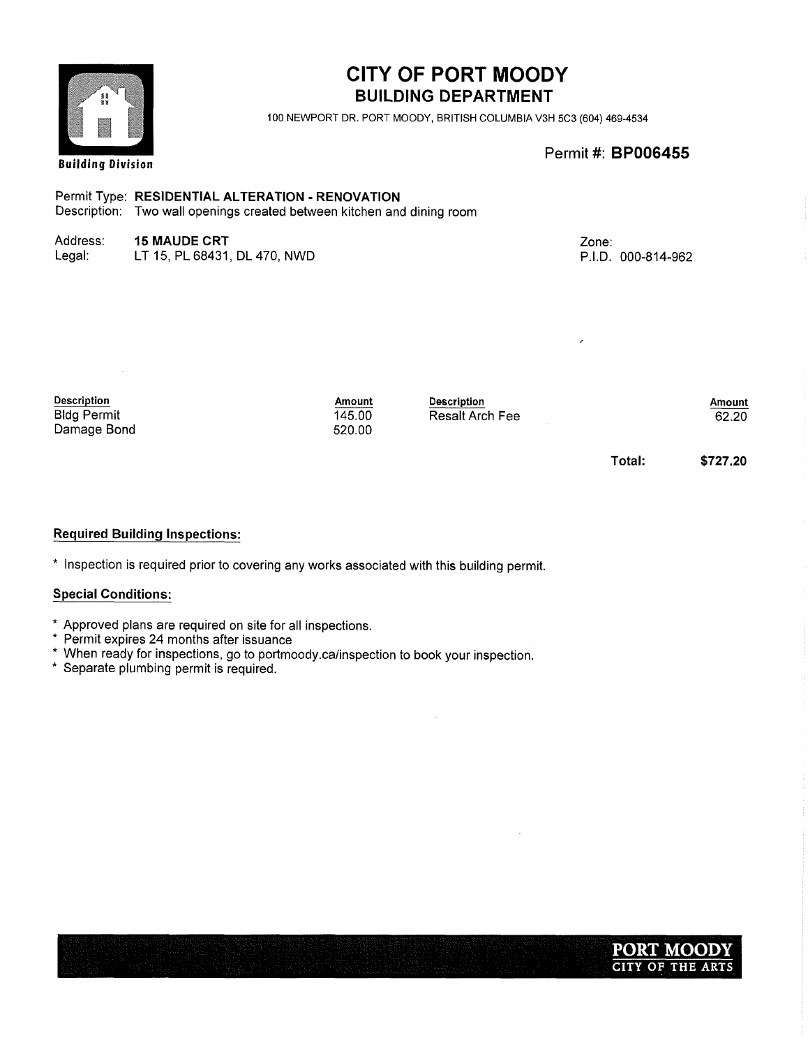# CITY OF PORT MOODY
## BUILDING DEPARTMENT

100 NEWPORT DR. PORT MOODY, BRITISH COLUMBIA V3H 5C3 (604) 469-4534

**Building Division**

Permit #: **BP006455**

Permit Type: **RESIDENTIAL ALTERATION - RENOVATION**
Description: Two wall openings created between kitchen and dining room

Address: **15 MAUDE CRT**
Legal: LT 15, PL 68431, DL 470, NWD

Zone:
P.I.D. 000-814-962

| Description | Amount | Description | Amount |
|---|---|---|---|
| Bldg Permit | 145.00 | Resalt Arch Fee | 62.20 |
| Damage Bond | 520.00 | | |
| | | **Total:** | **$727.20** |

**Required Building Inspections:**

* Inspection is required prior to covering any works associated with this building permit.

**Special Conditions:**

* Approved plans are required on site for all inspections.
* Permit expires 24 months after issuance
* When ready for inspections, go to portmoody.ca/inspection to book your inspection.
* Separate plumbing permit is required.

**PORT MOODY**
CITY OF THE ARTS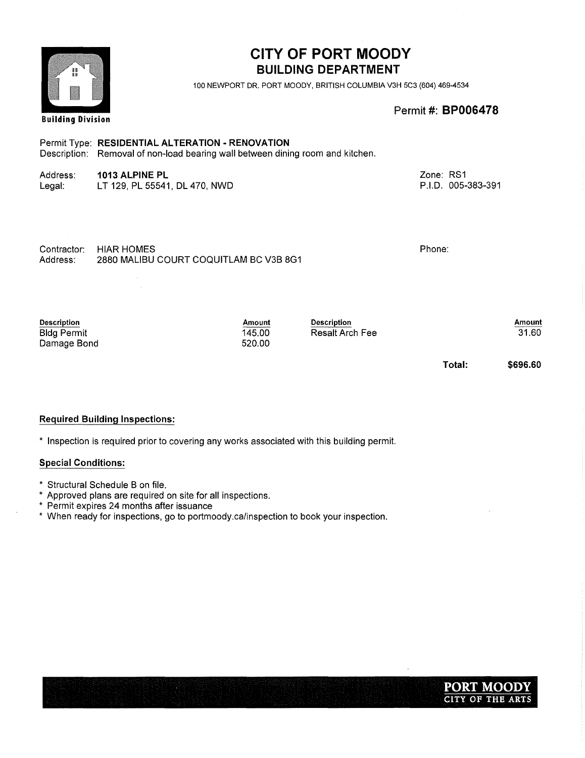Building Division

# CITY OF PORT MOODY

## BUILDING DEPARTMENT

100 NEWPORT DR. PORT MOODY, BRITISH COLUMBIA V3H 5C3 (604) 469-4534

Permit #: **BP006478**

Permit Type: **RESIDENTIAL ALTERATION - RENOVATION**
Description: Removal of non-load bearing wall between dining room and kitchen.

Address: **1013 ALPINE PL**
Legal: LT 129, PL 55541, DL 470, NWD

Zone: RS1
P.I.D. 005-383-391

Contractor: HIAR HOMES
Address: 2880 MALIBU COURT COQUITLAM BC V3B 8G1

Phone:

| Description | Amount | Description | Amount |
|---|---|---|---|
| Bldg Permit | 145.00 | Resalt Arch Fee | 31.60 |
| Damage Bond | 520.00 | | |
| | | **Total:** | **$696.60** |

**Required Building Inspections:**

* Inspection is required prior to covering any works associated with this building permit.

**Special Conditions:**

* Structural Schedule B on file.
* Approved plans are required on site for all inspections.
* Permit expires 24 months after issuance
* When ready for inspections, go to portmoody.ca/inspection to book your inspection.

PORT MOODY
CITY OF THE ARTS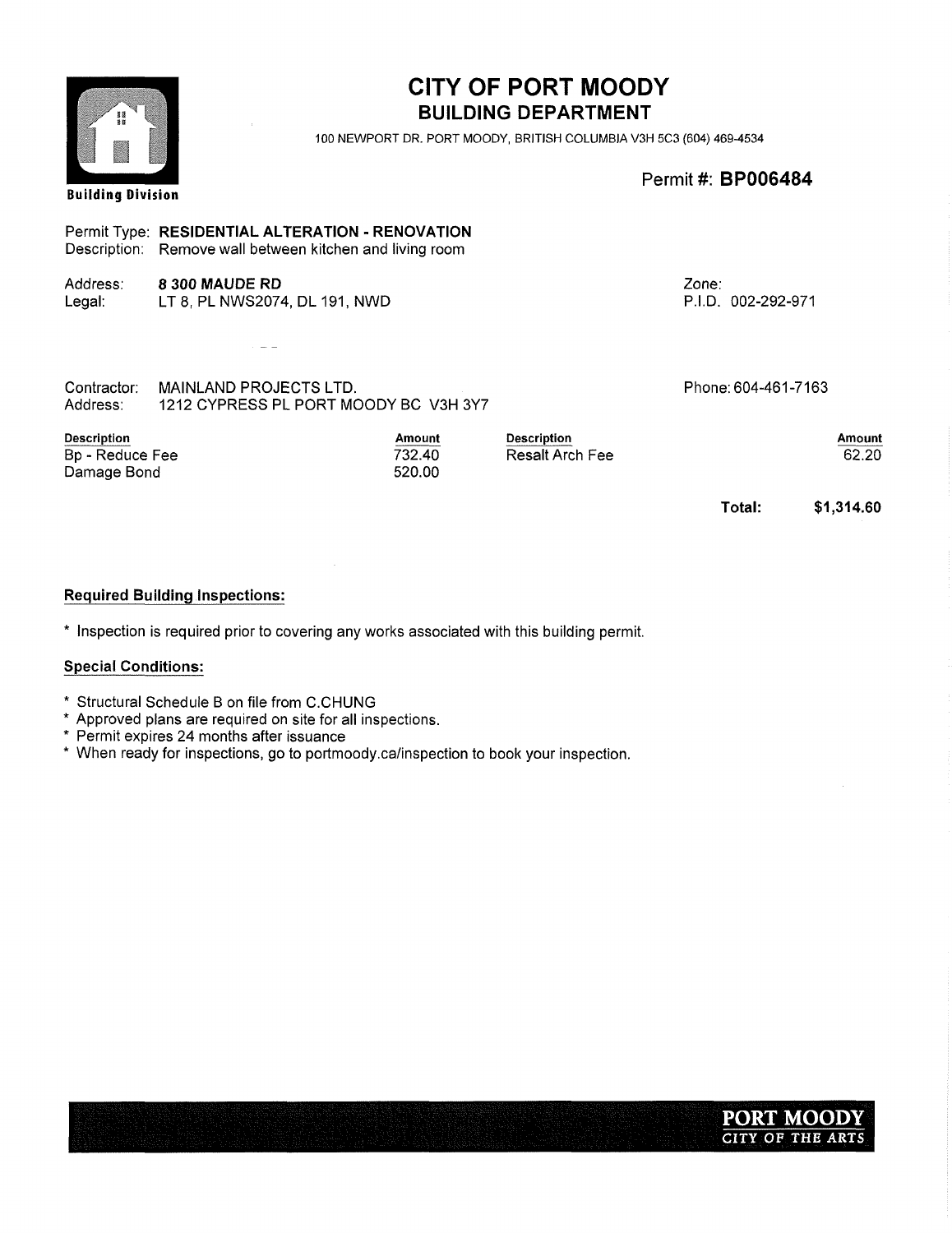# CITY OF PORT MOODY

## BUILDING DEPARTMENT

100 NEWPORT DR. PORT MOODY, BRITISH COLUMBIA V3H 5C3 (604) 469-4534

Building Division

Permit #: **BP006484**

Permit Type: **RESIDENTIAL ALTERATION - RENOVATION**
Description: Remove wall between kitchen and living room

Address: **8 300 MAUDE RD**
Legal: LT 8, PL NWS2074, DL 191, NWD

Zone:
P.I.D. 002-292-971

Contractor: MAINLAND PROJECTS LTD.
Address: 1212 CYPRESS PL PORT MOODY BC V3H 3Y7

Phone: 604-461-7163

| Description | Amount | Description | Amount |
|---|---|---|---|
| Bp - Reduce Fee | 732.40 | Resalt Arch Fee | 62.20 |
| Damage Bond | 520.00 | | |

**Total: $1,314.60**

**Required Building Inspections:**

* Inspection is required prior to covering any works associated with this building permit.

**Special Conditions:**

* Structural Schedule B on file from C.CHUNG
* Approved plans are required on site for all inspections.
* Permit expires 24 months after issuance
* When ready for inspections, go to portmoody.ca/inspection to book your inspection.

PORT MOODY
CITY OF THE ARTS